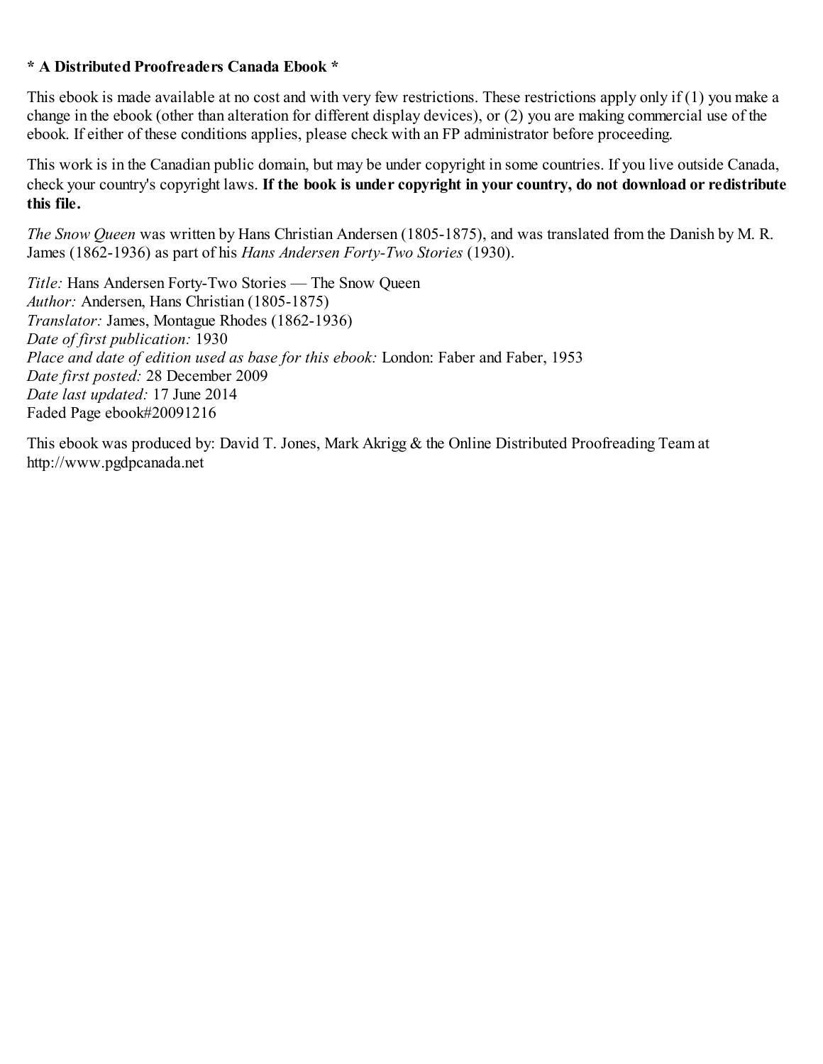**\* A Distributed Proofreaders Canada Ebook \***

This ebook is made available at no cost and with very few restrictions. These restrictions apply only if (1) you make a change in the ebook (other than alteration for different display devices), or (2) you are making commercial use of the ebook. If either of these conditions applies, please check with an FP administrator before proceeding.

This work is in the Canadian public domain, but may be under copyright in some countries. If you live outside Canada, check your country's copyright laws. **If the book is under copyright in your country, do not download or redistribute this file.**

*The Snow Queen* was written by Hans Christian Andersen (1805-1875), and was translated from the Danish by M. R. James (1862-1936) as part of his *Hans Andersen Forty-Two Stories* (1930).

*Title:* Hans Andersen Forty-Two Stories — The Snow Queen
*Author:* Andersen, Hans Christian (1805-1875)
*Translator:* James, Montague Rhodes (1862-1936)
*Date of first publication:* 1930
*Place and date of edition used as base for this ebook:* London: Faber and Faber, 1953
*Date first posted:* 28 December 2009
*Date last updated:* 17 June 2014
Faded Page ebook#20091216

This ebook was produced by: David T. Jones, Mark Akrigg & the Online Distributed Proofreading Team at http://www.pgdpcanada.net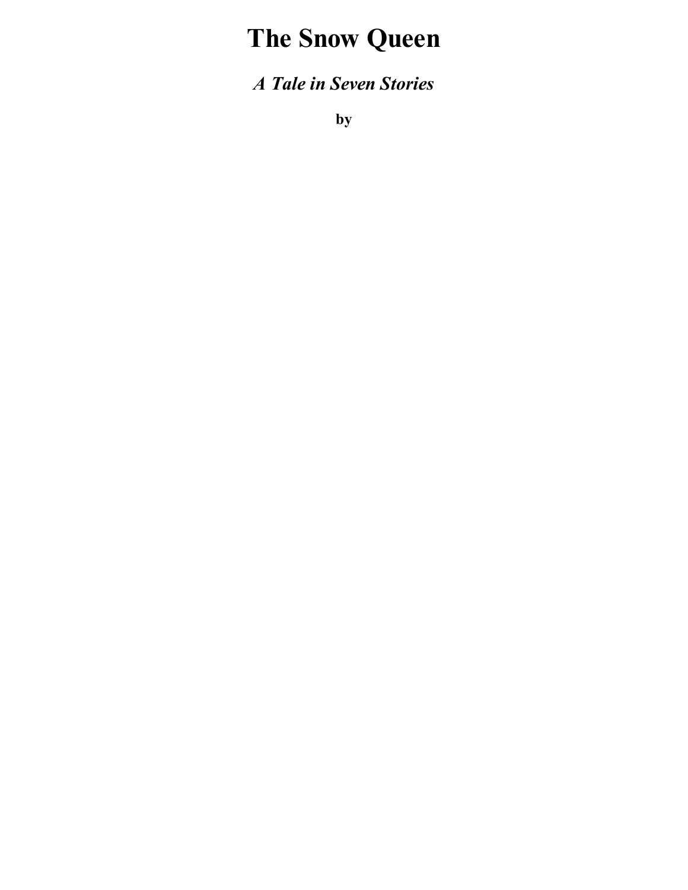# The Snow Queen

## *A Tale in Seven Stories*

**by**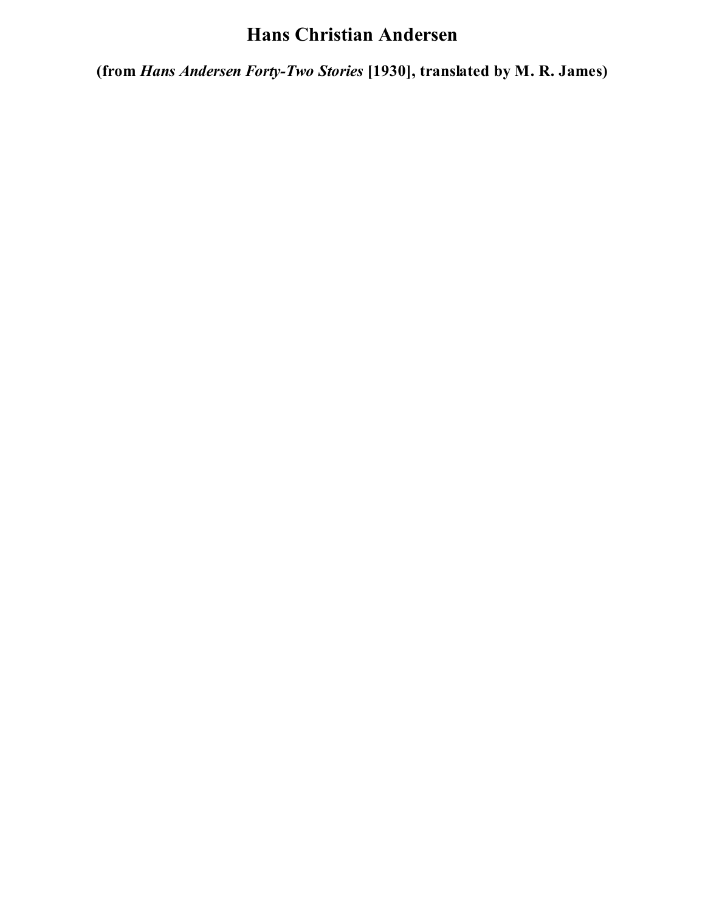# Hans Christian Andersen

**(from *Hans Andersen Forty-Two Stories* [1930], translated by M. R. James)**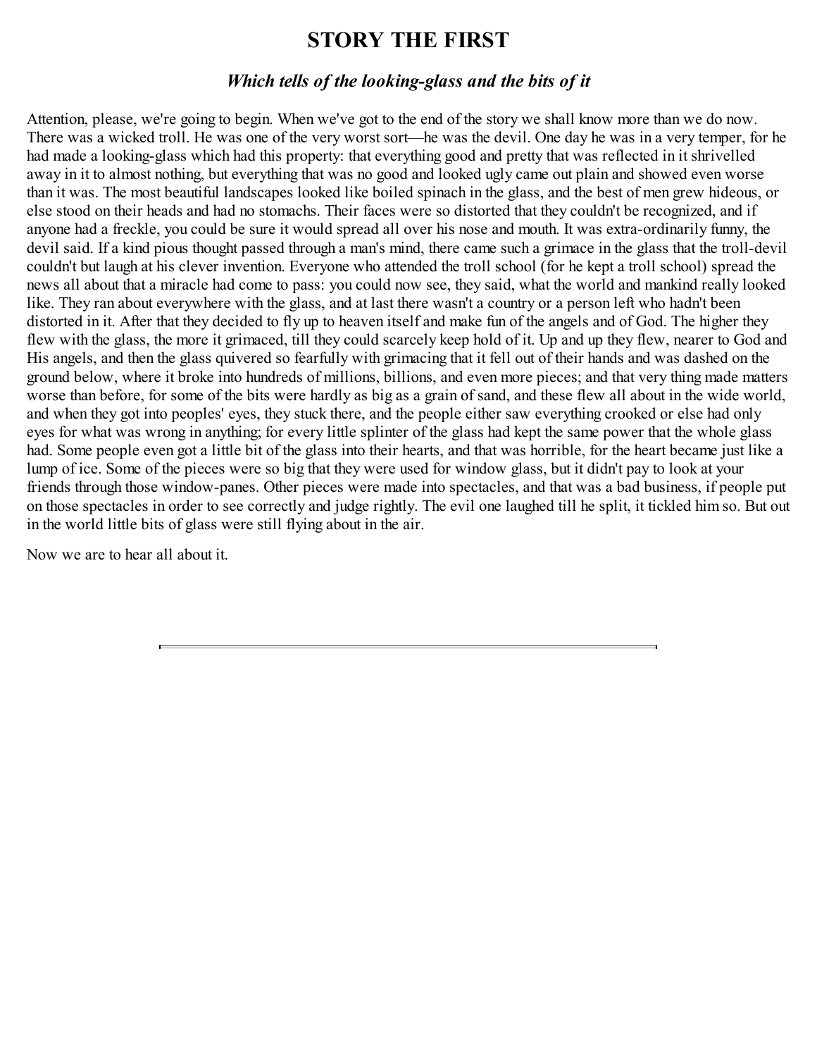# STORY THE FIRST

## *Which tells of the looking-glass and the bits of it*

Attention, please, we're going to begin. When we've got to the end of the story we shall know more than we do now. There was a wicked troll. He was one of the very worst sort—he was the devil. One day he was in a very temper, for he had made a looking-glass which had this property: that everything good and pretty that was reflected in it shrivelled away in it to almost nothing, but everything that was no good and looked ugly came out plain and showed even worse than it was. The most beautiful landscapes looked like boiled spinach in the glass, and the best of men grew hideous, or else stood on their heads and had no stomachs. Their faces were so distorted that they couldn't be recognized, and if anyone had a freckle, you could be sure it would spread all over his nose and mouth. It was extra-ordinarily funny, the devil said. If a kind pious thought passed through a man's mind, there came such a grimace in the glass that the troll-devil couldn't but laugh at his clever invention. Everyone who attended the troll school (for he kept a troll school) spread the news all about that a miracle had come to pass: you could now see, they said, what the world and mankind really looked like. They ran about everywhere with the glass, and at last there wasn't a country or a person left who hadn't been distorted in it. After that they decided to fly up to heaven itself and make fun of the angels and of God. The higher they flew with the glass, the more it grimaced, till they could scarcely keep hold of it. Up and up they flew, nearer to God and His angels, and then the glass quivered so fearfully with grimacing that it fell out of their hands and was dashed on the ground below, where it broke into hundreds of millions, billions, and even more pieces; and that very thing made matters worse than before, for some of the bits were hardly as big as a grain of sand, and these flew all about in the wide world, and when they got into peoples' eyes, they stuck there, and the people either saw everything crooked or else had only eyes for what was wrong in anything; for every little splinter of the glass had kept the same power that the whole glass had. Some people even got a little bit of the glass into their hearts, and that was horrible, for the heart became just like a lump of ice. Some of the pieces were so big that they were used for window glass, but it didn't pay to look at your friends through those window-panes. Other pieces were made into spectacles, and that was a bad business, if people put on those spectacles in order to see correctly and judge rightly. The evil one laughed till he split, it tickled him so. But out in the world little bits of glass were still flying about in the air.

Now we are to hear all about it.

---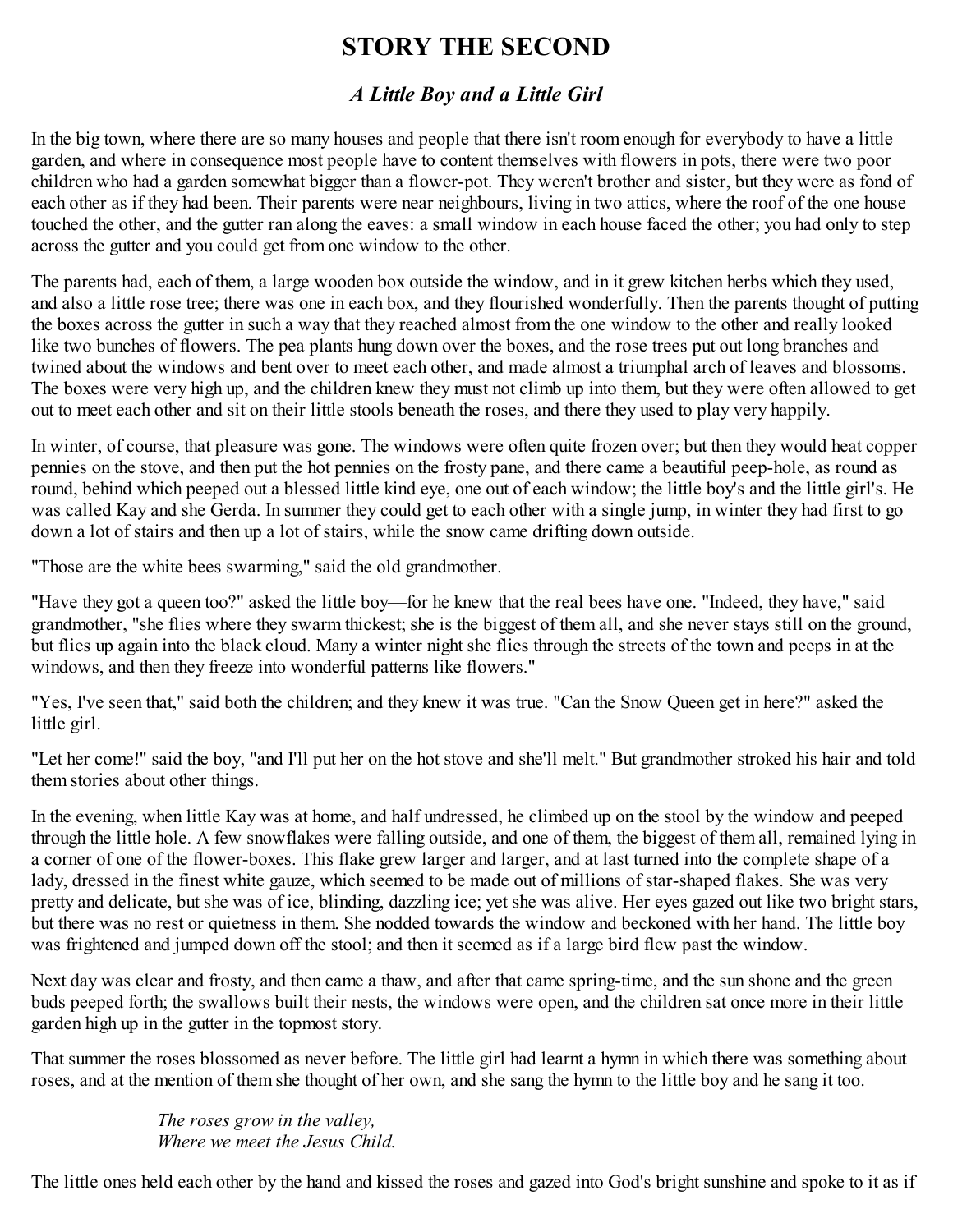# STORY THE SECOND

## *A Little Boy and a Little Girl*

In the big town, where there are so many houses and people that there isn't room enough for everybody to have a little garden, and where in consequence most people have to content themselves with flowers in pots, there were two poor children who had a garden somewhat bigger than a flower-pot. They weren't brother and sister, but they were as fond of each other as if they had been. Their parents were near neighbours, living in two attics, where the roof of the one house touched the other, and the gutter ran along the eaves: a small window in each house faced the other; you had only to step across the gutter and you could get from one window to the other.

The parents had, each of them, a large wooden box outside the window, and in it grew kitchen herbs which they used, and also a little rose tree; there was one in each box, and they flourished wonderfully. Then the parents thought of putting the boxes across the gutter in such a way that they reached almost from the one window to the other and really looked like two bunches of flowers. The pea plants hung down over the boxes, and the rose trees put out long branches and twined about the windows and bent over to meet each other, and made almost a triumphal arch of leaves and blossoms. The boxes were very high up, and the children knew they must not climb up into them, but they were often allowed to get out to meet each other and sit on their little stools beneath the roses, and there they used to play very happily.

In winter, of course, that pleasure was gone. The windows were often quite frozen over; but then they would heat copper pennies on the stove, and then put the hot pennies on the frosty pane, and there came a beautiful peep-hole, as round as round, behind which peeped out a blessed little kind eye, one out of each window; the little boy's and the little girl's. He was called Kay and she Gerda. In summer they could get to each other with a single jump, in winter they had first to go down a lot of stairs and then up a lot of stairs, while the snow came drifting down outside.

"Those are the white bees swarming," said the old grandmother.

"Have they got a queen too?" asked the little boy—for he knew that the real bees have one. "Indeed, they have," said grandmother, "she flies where they swarm thickest; she is the biggest of them all, and she never stays still on the ground, but flies up again into the black cloud. Many a winter night she flies through the streets of the town and peeps in at the windows, and then they freeze into wonderful patterns like flowers."

"Yes, I've seen that," said both the children; and they knew it was true. "Can the Snow Queen get in here?" asked the little girl.

"Let her come!" said the boy, "and I'll put her on the hot stove and she'll melt." But grandmother stroked his hair and told them stories about other things.

In the evening, when little Kay was at home, and half undressed, he climbed up on the stool by the window and peeped through the little hole. A few snowflakes were falling outside, and one of them, the biggest of them all, remained lying in a corner of one of the flower-boxes. This flake grew larger and larger, and at last turned into the complete shape of a lady, dressed in the finest white gauze, which seemed to be made out of millions of star-shaped flakes. She was very pretty and delicate, but she was of ice, blinding, dazzling ice; yet she was alive. Her eyes gazed out like two bright stars, but there was no rest or quietness in them. She nodded towards the window and beckoned with her hand. The little boy was frightened and jumped down off the stool; and then it seemed as if a large bird flew past the window.

Next day was clear and frosty, and then came a thaw, and after that came spring-time, and the sun shone and the green buds peeped forth; the swallows built their nests, the windows were open, and the children sat once more in their little garden high up in the gutter in the topmost story.

That summer the roses blossomed as never before. The little girl had learnt a hymn in which there was something about roses, and at the mention of them she thought of her own, and she sang the hymn to the little boy and he sang it too.

> *The roses grow in the valley,*
> *Where we meet the Jesus Child.*

The little ones held each other by the hand and kissed the roses and gazed into God's bright sunshine and spoke to it as if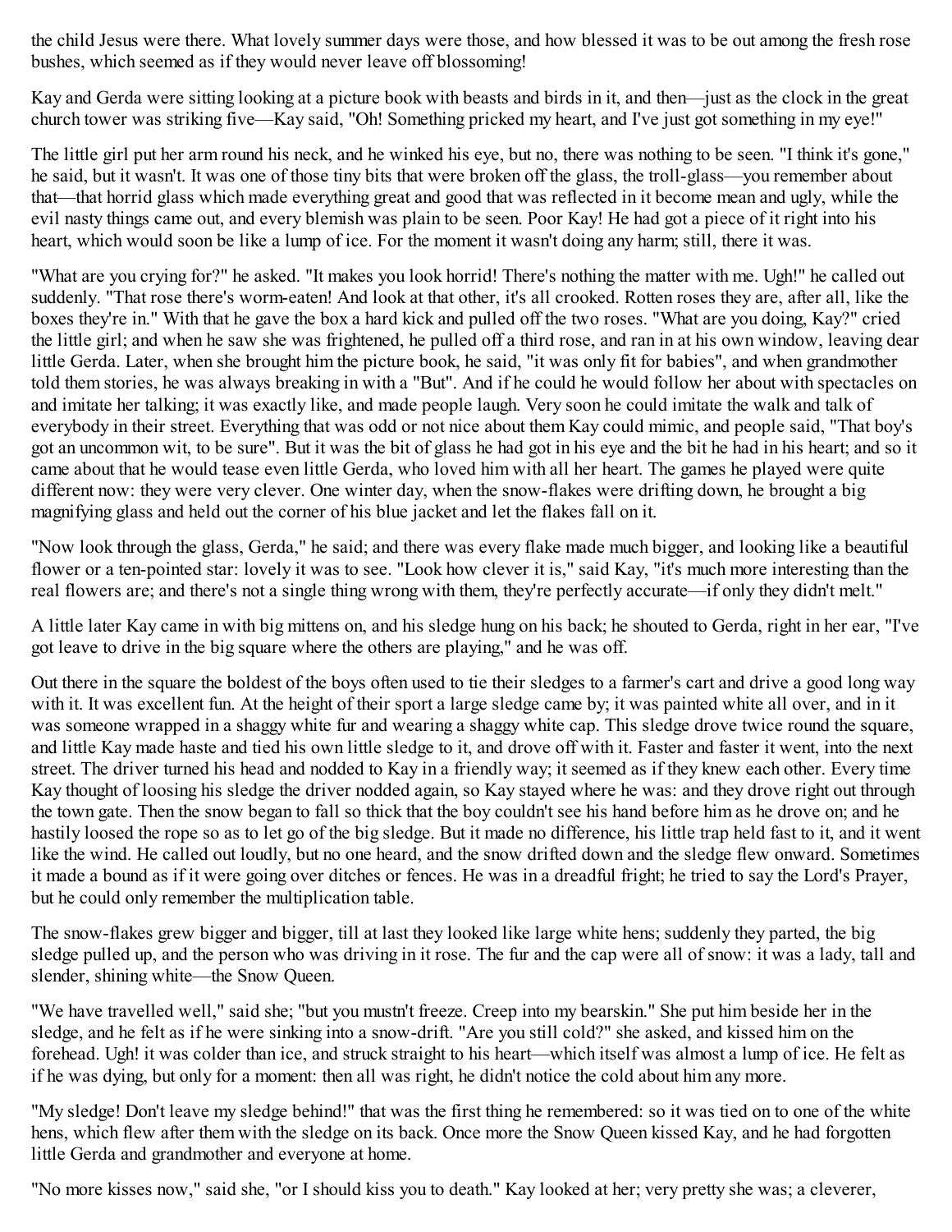the child Jesus were there. What lovely summer days were those, and how blessed it was to be out among the fresh rose bushes, which seemed as if they would never leave off blossoming!

Kay and Gerda were sitting looking at a picture book with beasts and birds in it, and then—just as the clock in the great church tower was striking five—Kay said, "Oh! Something pricked my heart, and I've just got something in my eye!"

The little girl put her arm round his neck, and he winked his eye, but no, there was nothing to be seen. "I think it's gone," he said, but it wasn't. It was one of those tiny bits that were broken off the glass, the troll-glass—you remember about that—that horrid glass which made everything great and good that was reflected in it become mean and ugly, while the evil nasty things came out, and every blemish was plain to be seen. Poor Kay! He had got a piece of it right into his heart, which would soon be like a lump of ice. For the moment it wasn't doing any harm; still, there it was.

"What are you crying for?" he asked. "It makes you look horrid! There's nothing the matter with me. Ugh!" he called out suddenly. "That rose there's worm-eaten! And look at that other, it's all crooked. Rotten roses they are, after all, like the boxes they're in." With that he gave the box a hard kick and pulled off the two roses. "What are you doing, Kay?" cried the little girl; and when he saw she was frightened, he pulled off a third rose, and ran in at his own window, leaving dear little Gerda. Later, when she brought him the picture book, he said, "it was only fit for babies", and when grandmother told them stories, he was always breaking in with a "But". And if he could he would follow her about with spectacles on and imitate her talking; it was exactly like, and made people laugh. Very soon he could imitate the walk and talk of everybody in their street. Everything that was odd or not nice about them Kay could mimic, and people said, "That boy's got an uncommon wit, to be sure". But it was the bit of glass he had got in his eye and the bit he had in his heart; and so it came about that he would tease even little Gerda, who loved him with all her heart. The games he played were quite different now: they were very clever. One winter day, when the snow-flakes were drifting down, he brought a big magnifying glass and held out the corner of his blue jacket and let the flakes fall on it.

"Now look through the glass, Gerda," he said; and there was every flake made much bigger, and looking like a beautiful flower or a ten-pointed star: lovely it was to see. "Look how clever it is," said Kay, "it's much more interesting than the real flowers are; and there's not a single thing wrong with them, they're perfectly accurate—if only they didn't melt."

A little later Kay came in with big mittens on, and his sledge hung on his back; he shouted to Gerda, right in her ear, "I've got leave to drive in the big square where the others are playing," and he was off.

Out there in the square the boldest of the boys often used to tie their sledges to a farmer's cart and drive a good long way with it. It was excellent fun. At the height of their sport a large sledge came by; it was painted white all over, and in it was someone wrapped in a shaggy white fur and wearing a shaggy white cap. This sledge drove twice round the square, and little Kay made haste and tied his own little sledge to it, and drove off with it. Faster and faster it went, into the next street. The driver turned his head and nodded to Kay in a friendly way; it seemed as if they knew each other. Every time Kay thought of loosing his sledge the driver nodded again, so Kay stayed where he was: and they drove right out through the town gate. Then the snow began to fall so thick that the boy couldn't see his hand before him as he drove on; and he hastily loosed the rope so as to let go of the big sledge. But it made no difference, his little trap held fast to it, and it went like the wind. He called out loudly, but no one heard, and the snow drifted down and the sledge flew onward. Sometimes it made a bound as if it were going over ditches or fences. He was in a dreadful fright; he tried to say the Lord's Prayer, but he could only remember the multiplication table.

The snow-flakes grew bigger and bigger, till at last they looked like large white hens; suddenly they parted, the big sledge pulled up, and the person who was driving in it rose. The fur and the cap were all of snow: it was a lady, tall and slender, shining white—the Snow Queen.

"We have travelled well," said she; "but you mustn't freeze. Creep into my bearskin." She put him beside her in the sledge, and he felt as if he were sinking into a snow-drift. "Are you still cold?" she asked, and kissed him on the forehead. Ugh! it was colder than ice, and struck straight to his heart—which itself was almost a lump of ice. He felt as if he was dying, but only for a moment: then all was right, he didn't notice the cold about him any more.

"My sledge! Don't leave my sledge behind!" that was the first thing he remembered: so it was tied on to one of the white hens, which flew after them with the sledge on its back. Once more the Snow Queen kissed Kay, and he had forgotten little Gerda and grandmother and everyone at home.

"No more kisses now," said she, "or I should kiss you to death." Kay looked at her; very pretty she was; a cleverer,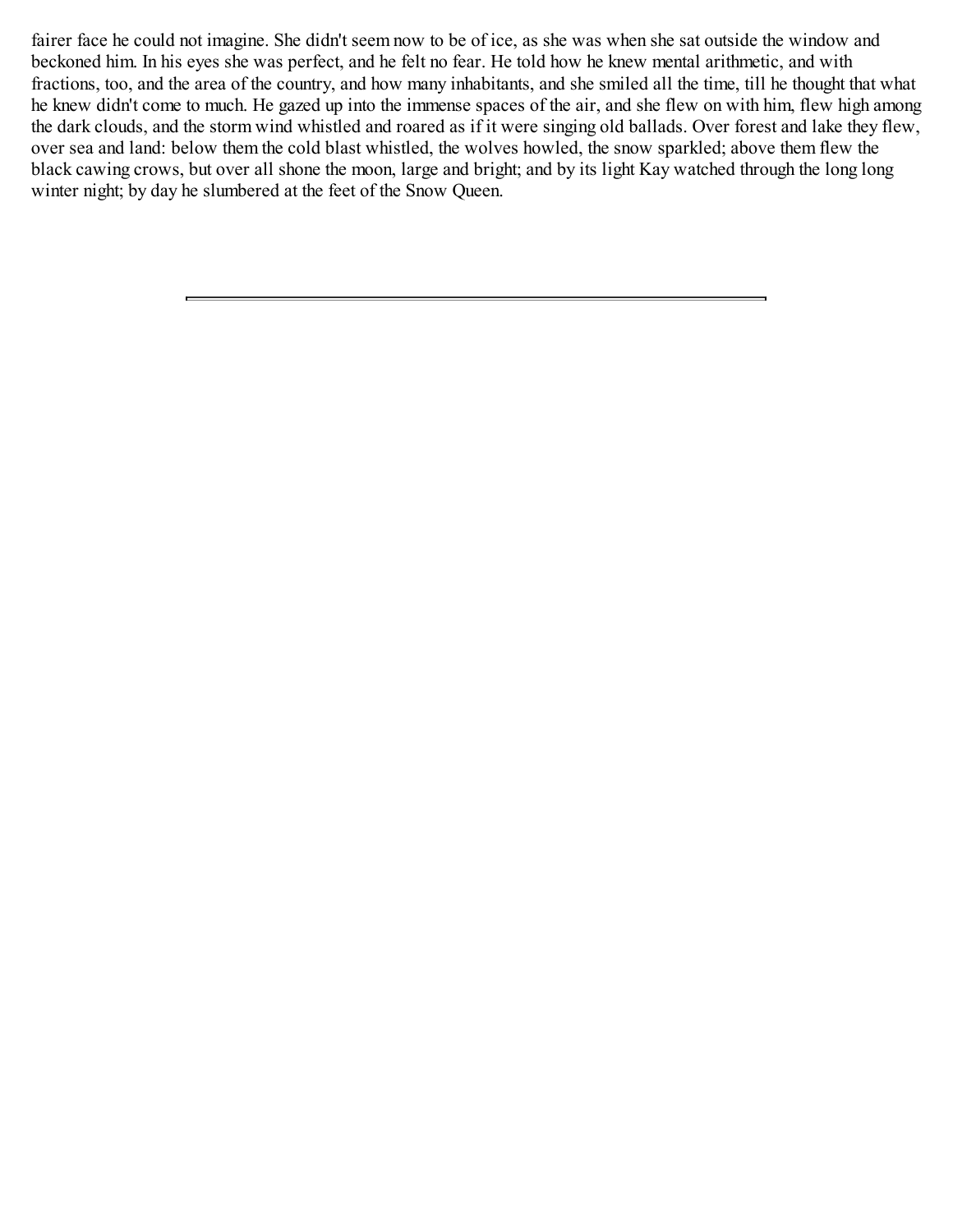fairer face he could not imagine. She didn't seem now to be of ice, as she was when she sat outside the window and beckoned him. In his eyes she was perfect, and he felt no fear. He told how he knew mental arithmetic, and with fractions, too, and the area of the country, and how many inhabitants, and she smiled all the time, till he thought that what he knew didn't come to much. He gazed up into the immense spaces of the air, and she flew on with him, flew high among the dark clouds, and the storm wind whistled and roared as if it were singing old ballads. Over forest and lake they flew, over sea and land: below them the cold blast whistled, the wolves howled, the snow sparkled; above them flew the black cawing crows, but over all shone the moon, large and bright; and by its light Kay watched through the long long winter night; by day he slumbered at the feet of the Snow Queen.

---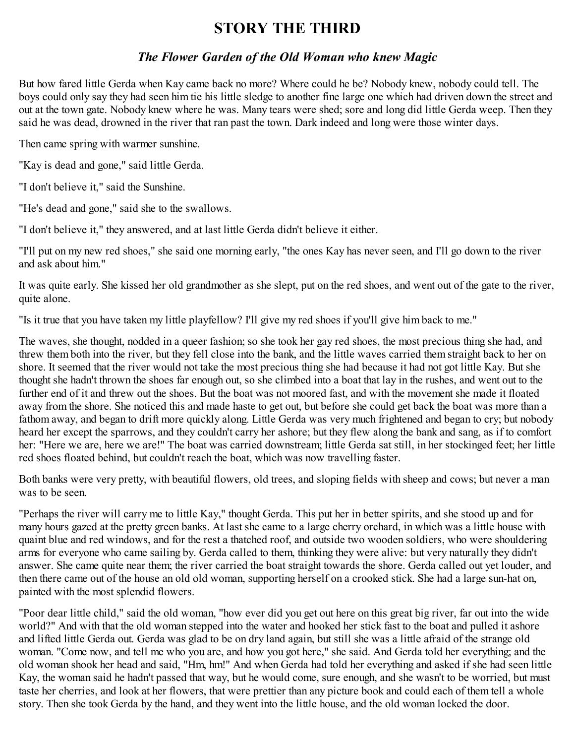# STORY THE THIRD

## *The Flower Garden of the Old Woman who knew Magic*

But how fared little Gerda when Kay came back no more? Where could he be? Nobody knew, nobody could tell. The boys could only say they had seen him tie his little sledge to another fine large one which had driven down the street and out at the town gate. Nobody knew where he was. Many tears were shed; sore and long did little Gerda weep. Then they said he was dead, drowned in the river that ran past the town. Dark indeed and long were those winter days.

Then came spring with warmer sunshine.

"Kay is dead and gone," said little Gerda.

"I don't believe it," said the Sunshine.

"He's dead and gone," said she to the swallows.

"I don't believe it," they answered, and at last little Gerda didn't believe it either.

"I'll put on my new red shoes," she said one morning early, "the ones Kay has never seen, and I'll go down to the river and ask about him."

It was quite early. She kissed her old grandmother as she slept, put on the red shoes, and went out of the gate to the river, quite alone.

"Is it true that you have taken my little playfellow? I'll give my red shoes if you'll give him back to me."

The waves, she thought, nodded in a queer fashion; so she took her gay red shoes, the most precious thing she had, and threw them both into the river, but they fell close into the bank, and the little waves carried them straight back to her on shore. It seemed that the river would not take the most precious thing she had because it had not got little Kay. But she thought she hadn't thrown the shoes far enough out, so she climbed into a boat that lay in the rushes, and went out to the further end of it and threw out the shoes. But the boat was not moored fast, and with the movement she made it floated away from the shore. She noticed this and made haste to get out, but before she could get back the boat was more than a fathom away, and began to drift more quickly along. Little Gerda was very much frightened and began to cry; but nobody heard her except the sparrows, and they couldn't carry her ashore; but they flew along the bank and sang, as if to comfort her: "Here we are, here we are!" The boat was carried downstream; little Gerda sat still, in her stockinged feet; her little red shoes floated behind, but couldn't reach the boat, which was now travelling faster.

Both banks were very pretty, with beautiful flowers, old trees, and sloping fields with sheep and cows; but never a man was to be seen.

"Perhaps the river will carry me to little Kay," thought Gerda. This put her in better spirits, and she stood up and for many hours gazed at the pretty green banks. At last she came to a large cherry orchard, in which was a little house with quaint blue and red windows, and for the rest a thatched roof, and outside two wooden soldiers, who were shouldering arms for everyone who came sailing by. Gerda called to them, thinking they were alive: but very naturally they didn't answer. She came quite near them; the river carried the boat straight towards the shore. Gerda called out yet louder, and then there came out of the house an old old woman, supporting herself on a crooked stick. She had a large sun-hat on, painted with the most splendid flowers.

"Poor dear little child," said the old woman, "how ever did you get out here on this great big river, far out into the wide world?" And with that the old woman stepped into the water and hooked her stick fast to the boat and pulled it ashore and lifted little Gerda out. Gerda was glad to be on dry land again, but still she was a little afraid of the strange old woman. "Come now, and tell me who you are, and how you got here," she said. And Gerda told her everything; and the old woman shook her head and said, "Hm, hm!" And when Gerda had told her everything and asked if she had seen little Kay, the woman said he hadn't passed that way, but he would come, sure enough, and she wasn't to be worried, but must taste her cherries, and look at her flowers, that were prettier than any picture book and could each of them tell a whole story. Then she took Gerda by the hand, and they went into the little house, and the old woman locked the door.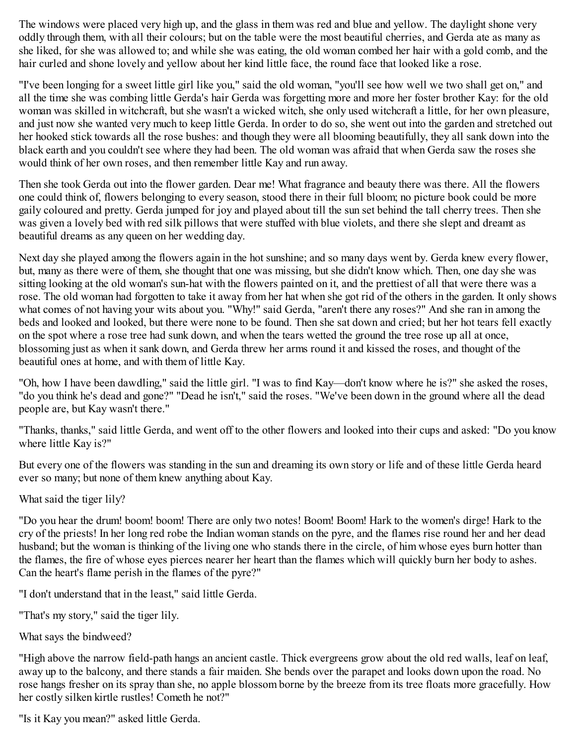The windows were placed very high up, and the glass in them was red and blue and yellow. The daylight shone very oddly through them, with all their colours; but on the table were the most beautiful cherries, and Gerda ate as many as she liked, for she was allowed to; and while she was eating, the old woman combed her hair with a gold comb, and the hair curled and shone lovely and yellow about her kind little face, the round face that looked like a rose.

"I've been longing for a sweet little girl like you," said the old woman, "you'll see how well we two shall get on," and all the time she was combing little Gerda's hair Gerda was forgetting more and more her foster brother Kay: for the old woman was skilled in witchcraft, but she wasn't a wicked witch, she only used witchcraft a little, for her own pleasure, and just now she wanted very much to keep little Gerda. In order to do so, she went out into the garden and stretched out her hooked stick towards all the rose bushes: and though they were all blooming beautifully, they all sank down into the black earth and you couldn't see where they had been. The old woman was afraid that when Gerda saw the roses she would think of her own roses, and then remember little Kay and run away.

Then she took Gerda out into the flower garden. Dear me! What fragrance and beauty there was there. All the flowers one could think of, flowers belonging to every season, stood there in their full bloom; no picture book could be more gaily coloured and pretty. Gerda jumped for joy and played about till the sun set behind the tall cherry trees. Then she was given a lovely bed with red silk pillows that were stuffed with blue violets, and there she slept and dreamt as beautiful dreams as any queen on her wedding day.

Next day she played among the flowers again in the hot sunshine; and so many days went by. Gerda knew every flower, but, many as there were of them, she thought that one was missing, but she didn't know which. Then, one day she was sitting looking at the old woman's sun-hat with the flowers painted on it, and the prettiest of all that were there was a rose. The old woman had forgotten to take it away from her hat when she got rid of the others in the garden. It only shows what comes of not having your wits about you. "Why!" said Gerda, "aren't there any roses?" And she ran in among the beds and looked and looked, but there were none to be found. Then she sat down and cried; but her hot tears fell exactly on the spot where a rose tree had sunk down, and when the tears wetted the ground the tree rose up all at once, blossoming just as when it sank down, and Gerda threw her arms round it and kissed the roses, and thought of the beautiful ones at home, and with them of little Kay.

"Oh, how I have been dawdling," said the little girl. "I was to find Kay—don't know where he is?" she asked the roses, "do you think he's dead and gone?" "Dead he isn't," said the roses. "We've been down in the ground where all the dead people are, but Kay wasn't there."

"Thanks, thanks," said little Gerda, and went off to the other flowers and looked into their cups and asked: "Do you know where little Kay is?"

But every one of the flowers was standing in the sun and dreaming its own story or life and of these little Gerda heard ever so many; but none of them knew anything about Kay.

What said the tiger lily?

"Do you hear the drum! boom! boom! There are only two notes! Boom! Boom! Hark to the women's dirge! Hark to the cry of the priests! In her long red robe the Indian woman stands on the pyre, and the flames rise round her and her dead husband; but the woman is thinking of the living one who stands there in the circle, of him whose eyes burn hotter than the flames, the fire of whose eyes pierces nearer her heart than the flames which will quickly burn her body to ashes. Can the heart's flame perish in the flames of the pyre?"

"I don't understand that in the least," said little Gerda.

"That's my story," said the tiger lily.

What says the bindweed?

"High above the narrow field-path hangs an ancient castle. Thick evergreens grow about the old red walls, leaf on leaf, away up to the balcony, and there stands a fair maiden. She bends over the parapet and looks down upon the road. No rose hangs fresher on its spray than she, no apple blossom borne by the breeze from its tree floats more gracefully. How her costly silken kirtle rustles! Cometh he not?"

"Is it Kay you mean?" asked little Gerda.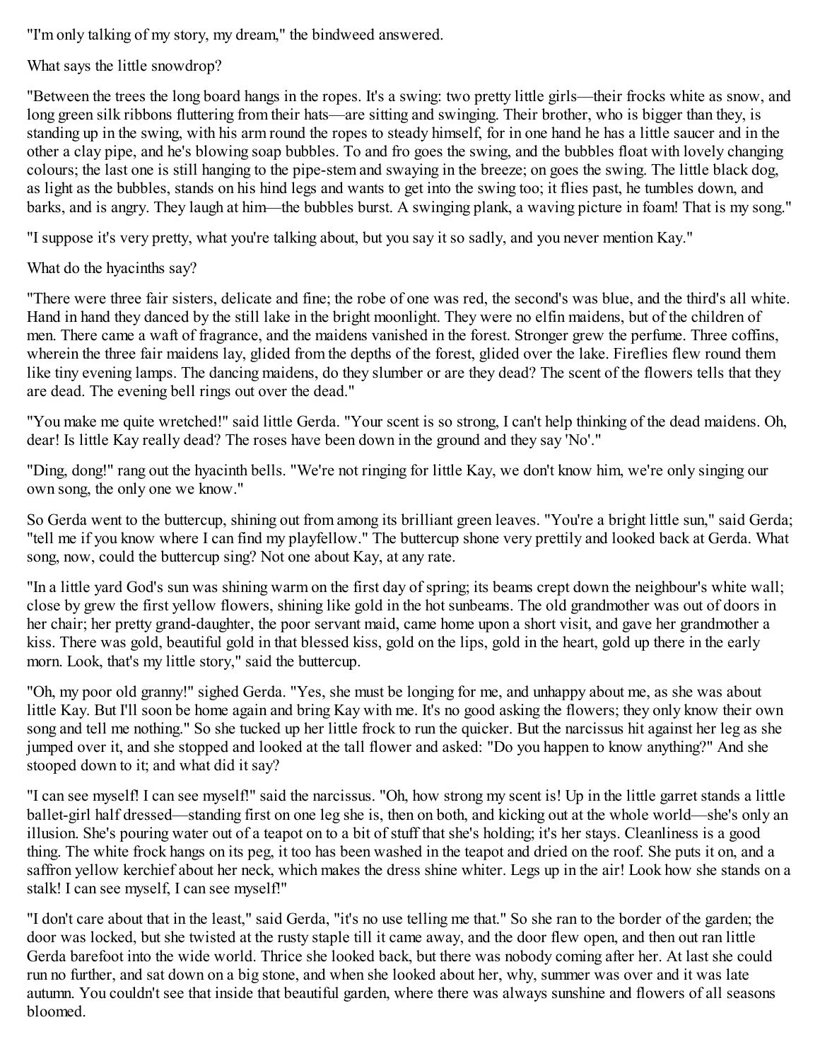"I'm only talking of my story, my dream," the bindweed answered.

What says the little snowdrop?

"Between the trees the long board hangs in the ropes. It's a swing: two pretty little girls—their frocks white as snow, and long green silk ribbons fluttering from their hats—are sitting and swinging. Their brother, who is bigger than they, is standing up in the swing, with his arm round the ropes to steady himself, for in one hand he has a little saucer and in the other a clay pipe, and he's blowing soap bubbles. To and fro goes the swing, and the bubbles float with lovely changing colours; the last one is still hanging to the pipe-stem and swaying in the breeze; on goes the swing. The little black dog, as light as the bubbles, stands on his hind legs and wants to get into the swing too; it flies past, he tumbles down, and barks, and is angry. They laugh at him—the bubbles burst. A swinging plank, a waving picture in foam! That is my song."

"I suppose it's very pretty, what you're talking about, but you say it so sadly, and you never mention Kay."

What do the hyacinths say?

"There were three fair sisters, delicate and fine; the robe of one was red, the second's was blue, and the third's all white. Hand in hand they danced by the still lake in the bright moonlight. They were no elfin maidens, but of the children of men. There came a waft of fragrance, and the maidens vanished in the forest. Stronger grew the perfume. Three coffins, wherein the three fair maidens lay, glided from the depths of the forest, glided over the lake. Fireflies flew round them like tiny evening lamps. The dancing maidens, do they slumber or are they dead? The scent of the flowers tells that they are dead. The evening bell rings out over the dead."

"You make me quite wretched!" said little Gerda. "Your scent is so strong, I can't help thinking of the dead maidens. Oh, dear! Is little Kay really dead? The roses have been down in the ground and they say 'No'."

"Ding, dong!" rang out the hyacinth bells. "We're not ringing for little Kay, we don't know him, we're only singing our own song, the only one we know."

So Gerda went to the buttercup, shining out from among its brilliant green leaves. "You're a bright little sun," said Gerda; "tell me if you know where I can find my playfellow." The buttercup shone very prettily and looked back at Gerda. What song, now, could the buttercup sing? Not one about Kay, at any rate.

"In a little yard God's sun was shining warm on the first day of spring; its beams crept down the neighbour's white wall; close by grew the first yellow flowers, shining like gold in the hot sunbeams. The old grandmother was out of doors in her chair; her pretty grand-daughter, the poor servant maid, came home upon a short visit, and gave her grandmother a kiss. There was gold, beautiful gold in that blessed kiss, gold on the lips, gold in the heart, gold up there in the early morn. Look, that's my little story," said the buttercup.

"Oh, my poor old granny!" sighed Gerda. "Yes, she must be longing for me, and unhappy about me, as she was about little Kay. But I'll soon be home again and bring Kay with me. It's no good asking the flowers; they only know their own song and tell me nothing." So she tucked up her little frock to run the quicker. But the narcissus hit against her leg as she jumped over it, and she stopped and looked at the tall flower and asked: "Do you happen to know anything?" And she stooped down to it; and what did it say?

"I can see myself! I can see myself!" said the narcissus. "Oh, how strong my scent is! Up in the little garret stands a little ballet-girl half dressed—standing first on one leg she is, then on both, and kicking out at the whole world—she's only an illusion. She's pouring water out of a teapot on to a bit of stuff that she's holding; it's her stays. Cleanliness is a good thing. The white frock hangs on its peg, it too has been washed in the teapot and dried on the roof. She puts it on, and a saffron yellow kerchief about her neck, which makes the dress shine whiter. Legs up in the air! Look how she stands on a stalk! I can see myself, I can see myself!"

"I don't care about that in the least," said Gerda, "it's no use telling me that." So she ran to the border of the garden; the door was locked, but she twisted at the rusty staple till it came away, and the door flew open, and then out ran little Gerda barefoot into the wide world. Thrice she looked back, but there was nobody coming after her. At last she could run no further, and sat down on a big stone, and when she looked about her, why, summer was over and it was late autumn. You couldn't see that inside that beautiful garden, where there was always sunshine and flowers of all seasons bloomed.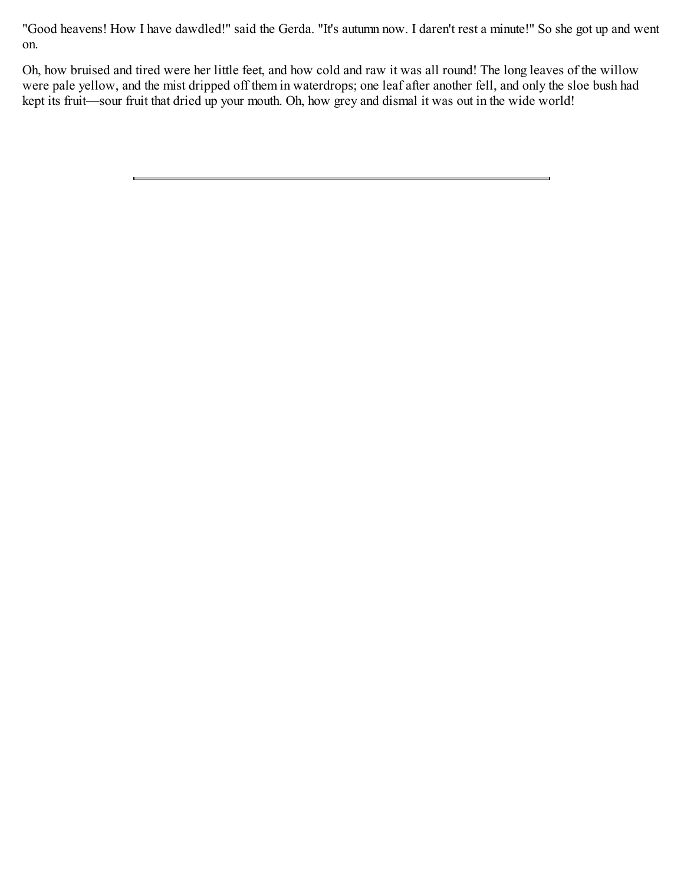"Good heavens! How I have dawdled!" said the Gerda. "It's autumn now. I daren't rest a minute!" So she got up and went on.

Oh, how bruised and tired were her little feet, and how cold and raw it was all round! The long leaves of the willow were pale yellow, and the mist dripped off them in waterdrops; one leaf after another fell, and only the sloe bush had kept its fruit—sour fruit that dried up your mouth. Oh, how grey and dismal it was out in the wide world!

---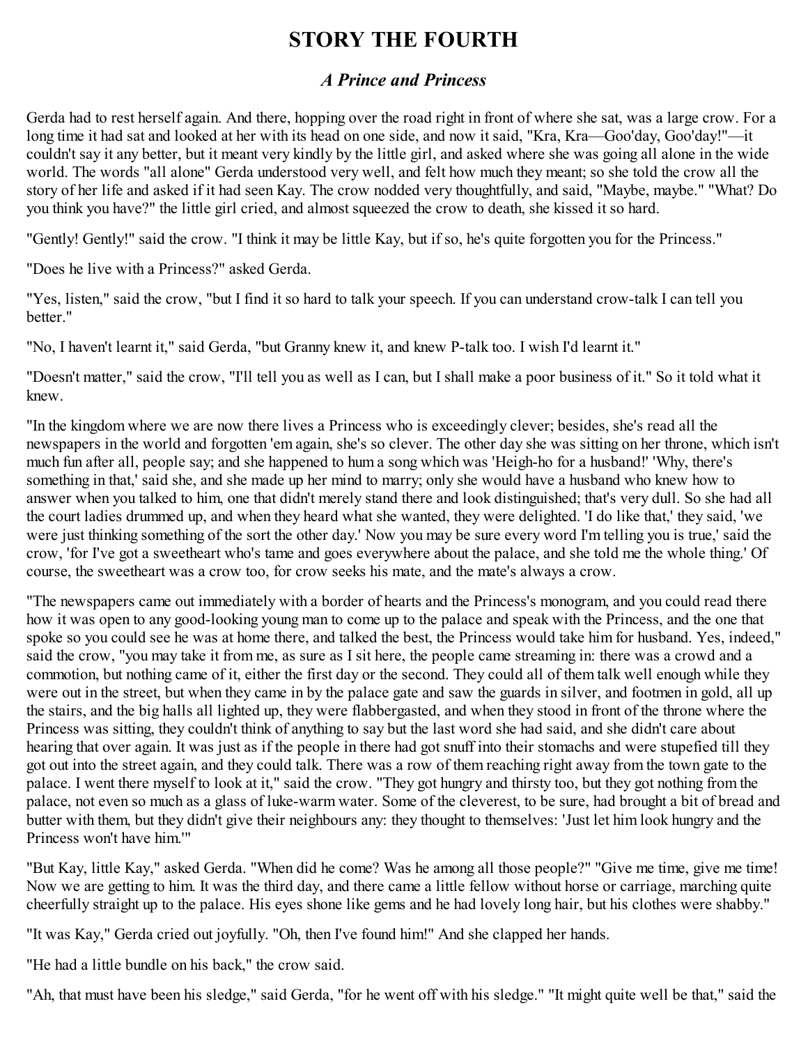# STORY THE FOURTH

## *A Prince and Princess*

Gerda had to rest herself again. And there, hopping over the road right in front of where she sat, was a large crow. For a long time it had sat and looked at her with its head on one side, and now it said, "Kra, Kra—Goo'day, Goo'day!"—it couldn't say it any better, but it meant very kindly by the little girl, and asked where she was going all alone in the wide world. The words "all alone" Gerda understood very well, and felt how much they meant; so she told the crow all the story of her life and asked if it had seen Kay. The crow nodded very thoughtfully, and said, "Maybe, maybe." "What? Do you think you have?" the little girl cried, and almost squeezed the crow to death, she kissed it so hard.

"Gently! Gently!" said the crow. "I think it may be little Kay, but if so, he's quite forgotten you for the Princess."

"Does he live with a Princess?" asked Gerda.

"Yes, listen," said the crow, "but I find it so hard to talk your speech. If you can understand crow-talk I can tell you better."

"No, I haven't learnt it," said Gerda, "but Granny knew it, and knew P-talk too. I wish I'd learnt it."

"Doesn't matter," said the crow, "I'll tell you as well as I can, but I shall make a poor business of it." So it told what it knew.

"In the kingdom where we are now there lives a Princess who is exceedingly clever; besides, she's read all the newspapers in the world and forgotten 'em again, she's so clever. The other day she was sitting on her throne, which isn't much fun after all, people say; and she happened to hum a song which was 'Heigh-ho for a husband!' 'Why, there's something in that,' said she, and she made up her mind to marry; only she would have a husband who knew how to answer when you talked to him, one that didn't merely stand there and look distinguished; that's very dull. So she had all the court ladies drummed up, and when they heard what she wanted, they were delighted. 'I do like that,' they said, 'we were just thinking something of the sort the other day.' Now you may be sure every word I'm telling you is true,' said the crow, 'for I've got a sweetheart who's tame and goes everywhere about the palace, and she told me the whole thing.' Of course, the sweetheart was a crow too, for crow seeks his mate, and the mate's always a crow.

"The newspapers came out immediately with a border of hearts and the Princess's monogram, and you could read there how it was open to any good-looking young man to come up to the palace and speak with the Princess, and the one that spoke so you could see he was at home there, and talked the best, the Princess would take him for husband. Yes, indeed," said the crow, "you may take it from me, as sure as I sit here, the people came streaming in: there was a crowd and a commotion, but nothing came of it, either the first day or the second. They could all of them talk well enough while they were out in the street, but when they came in by the palace gate and saw the guards in silver, and footmen in gold, all up the stairs, and the big halls all lighted up, they were flabbergasted, and when they stood in front of the throne where the Princess was sitting, they couldn't think of anything to say but the last word she had said, and she didn't care about hearing that over again. It was just as if the people in there had got snuff into their stomachs and were stupefied till they got out into the street again, and they could talk. There was a row of them reaching right away from the town gate to the palace. I went there myself to look at it," said the crow. "They got hungry and thirsty too, but they got nothing from the palace, not even so much as a glass of luke-warm water. Some of the cleverest, to be sure, had brought a bit of bread and butter with them, but they didn't give their neighbours any: they thought to themselves: 'Just let him look hungry and the Princess won't have him.'"

"But Kay, little Kay," asked Gerda. "When did he come? Was he among all those people?" "Give me time, give me time! Now we are getting to him. It was the third day, and there came a little fellow without horse or carriage, marching quite cheerfully straight up to the palace. His eyes shone like gems and he had lovely long hair, but his clothes were shabby."

"It was Kay," Gerda cried out joyfully. "Oh, then I've found him!" And she clapped her hands.

"He had a little bundle on his back," the crow said.

"Ah, that must have been his sledge," said Gerda, "for he went off with his sledge." "It might quite well be that," said the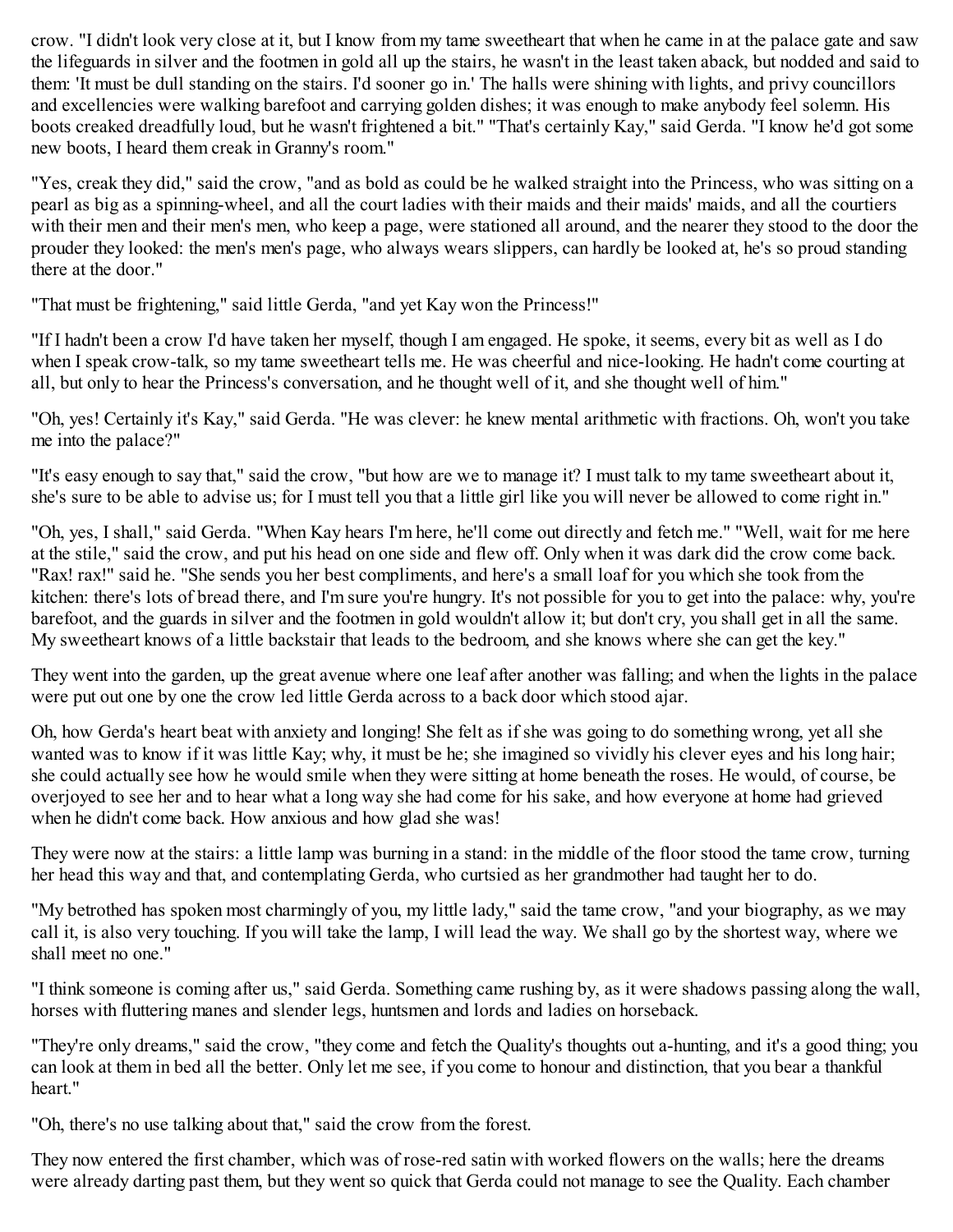crow. "I didn't look very close at it, but I know from my tame sweetheart that when he came in at the palace gate and saw the lifeguards in silver and the footmen in gold all up the stairs, he wasn't in the least taken aback, but nodded and said to them: 'It must be dull standing on the stairs. I'd sooner go in.' The halls were shining with lights, and privy councillors and excellencies were walking barefoot and carrying golden dishes; it was enough to make anybody feel solemn. His boots creaked dreadfully loud, but he wasn't frightened a bit." "That's certainly Kay," said Gerda. "I know he'd got some new boots, I heard them creak in Granny's room."

"Yes, creak they did," said the crow, "and as bold as could be he walked straight into the Princess, who was sitting on a pearl as big as a spinning-wheel, and all the court ladies with their maids and their maids' maids, and all the courtiers with their men and their men's men, who keep a page, were stationed all around, and the nearer they stood to the door the prouder they looked: the men's men's page, who always wears slippers, can hardly be looked at, he's so proud standing there at the door."

"That must be frightening," said little Gerda, "and yet Kay won the Princess!"

"If I hadn't been a crow I'd have taken her myself, though I am engaged. He spoke, it seems, every bit as well as I do when I speak crow-talk, so my tame sweetheart tells me. He was cheerful and nice-looking. He hadn't come courting at all, but only to hear the Princess's conversation, and he thought well of it, and she thought well of him."

"Oh, yes! Certainly it's Kay," said Gerda. "He was clever: he knew mental arithmetic with fractions. Oh, won't you take me into the palace?"

"It's easy enough to say that," said the crow, "but how are we to manage it? I must talk to my tame sweetheart about it, she's sure to be able to advise us; for I must tell you that a little girl like you will never be allowed to come right in."

"Oh, yes, I shall," said Gerda. "When Kay hears I'm here, he'll come out directly and fetch me." "Well, wait for me here at the stile," said the crow, and put his head on one side and flew off. Only when it was dark did the crow come back. "Rax! rax!" said he. "She sends you her best compliments, and here's a small loaf for you which she took from the kitchen: there's lots of bread there, and I'm sure you're hungry. It's not possible for you to get into the palace: why, you're barefoot, and the guards in silver and the footmen in gold wouldn't allow it; but don't cry, you shall get in all the same. My sweetheart knows of a little backstair that leads to the bedroom, and she knows where she can get the key."

They went into the garden, up the great avenue where one leaf after another was falling; and when the lights in the palace were put out one by one the crow led little Gerda across to a back door which stood ajar.

Oh, how Gerda's heart beat with anxiety and longing! She felt as if she was going to do something wrong, yet all she wanted was to know if it was little Kay; why, it must be he; she imagined so vividly his clever eyes and his long hair; she could actually see how he would smile when they were sitting at home beneath the roses. He would, of course, be overjoyed to see her and to hear what a long way she had come for his sake, and how everyone at home had grieved when he didn't come back. How anxious and how glad she was!

They were now at the stairs: a little lamp was burning in a stand: in the middle of the floor stood the tame crow, turning her head this way and that, and contemplating Gerda, who curtsied as her grandmother had taught her to do.

"My betrothed has spoken most charmingly of you, my little lady," said the tame crow, "and your biography, as we may call it, is also very touching. If you will take the lamp, I will lead the way. We shall go by the shortest way, where we shall meet no one."

"I think someone is coming after us," said Gerda. Something came rushing by, as it were shadows passing along the wall, horses with fluttering manes and slender legs, huntsmen and lords and ladies on horseback.

"They're only dreams," said the crow, "they come and fetch the Quality's thoughts out a-hunting, and it's a good thing; you can look at them in bed all the better. Only let me see, if you come to honour and distinction, that you bear a thankful heart."

"Oh, there's no use talking about that," said the crow from the forest.

They now entered the first chamber, which was of rose-red satin with worked flowers on the walls; here the dreams were already darting past them, but they went so quick that Gerda could not manage to see the Quality. Each chamber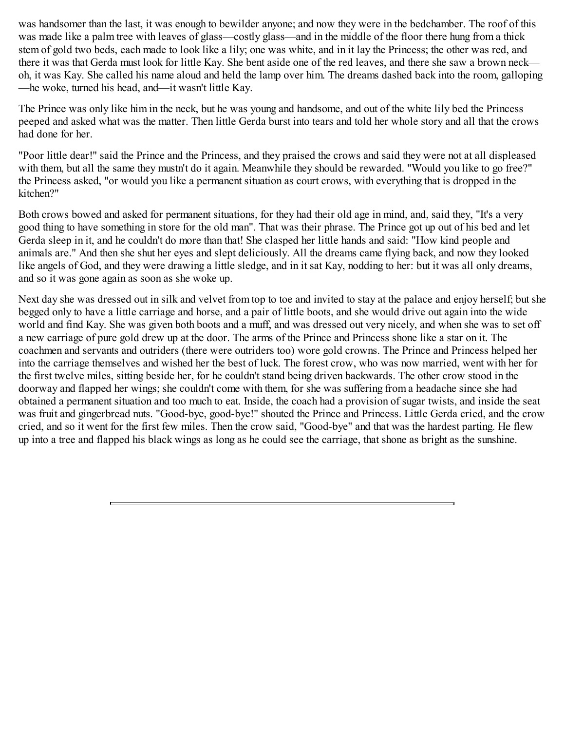was handsomer than the last, it was enough to bewilder anyone; and now they were in the bedchamber. The roof of this was made like a palm tree with leaves of glass—costly glass—and in the middle of the floor there hung from a thick stem of gold two beds, each made to look like a lily; one was white, and in it lay the Princess; the other was red, and there it was that Gerda must look for little Kay. She bent aside one of the red leaves, and there she saw a brown neck—oh, it was Kay. She called his name aloud and held the lamp over him. The dreams dashed back into the room, galloping—he woke, turned his head, and—it wasn't little Kay.

The Prince was only like him in the neck, but he was young and handsome, and out of the white lily bed the Princess peeped and asked what was the matter. Then little Gerda burst into tears and told her whole story and all that the crows had done for her.

"Poor little dear!" said the Prince and the Princess, and they praised the crows and said they were not at all displeased with them, but all the same they mustn't do it again. Meanwhile they should be rewarded. "Would you like to go free?" the Princess asked, "or would you like a permanent situation as court crows, with everything that is dropped in the kitchen?"

Both crows bowed and asked for permanent situations, for they had their old age in mind, and, said they, "It's a very good thing to have something in store for the old man". That was their phrase. The Prince got up out of his bed and let Gerda sleep in it, and he couldn't do more than that! She clasped her little hands and said: "How kind people and animals are." And then she shut her eyes and slept deliciously. All the dreams came flying back, and now they looked like angels of God, and they were drawing a little sledge, and in it sat Kay, nodding to her: but it was all only dreams, and so it was gone again as soon as she woke up.

Next day she was dressed out in silk and velvet from top to toe and invited to stay at the palace and enjoy herself; but she begged only to have a little carriage and horse, and a pair of little boots, and she would drive out again into the wide world and find Kay. She was given both boots and a muff, and was dressed out very nicely, and when she was to set off a new carriage of pure gold drew up at the door. The arms of the Prince and Princess shone like a star on it. The coachmen and servants and outriders (there were outriders too) wore gold crowns. The Prince and Princess helped her into the carriage themselves and wished her the best of luck. The forest crow, who was now married, went with her for the first twelve miles, sitting beside her, for he couldn't stand being driven backwards. The other crow stood in the doorway and flapped her wings; she couldn't come with them, for she was suffering from a headache since she had obtained a permanent situation and too much to eat. Inside, the coach had a provision of sugar twists, and inside the seat was fruit and gingerbread nuts. "Good-bye, good-bye!" shouted the Prince and Princess. Little Gerda cried, and the crow cried, and so it went for the first few miles. Then the crow said, "Good-bye" and that was the hardest parting. He flew up into a tree and flapped his black wings as long as he could see the carriage, that shone as bright as the sunshine.

---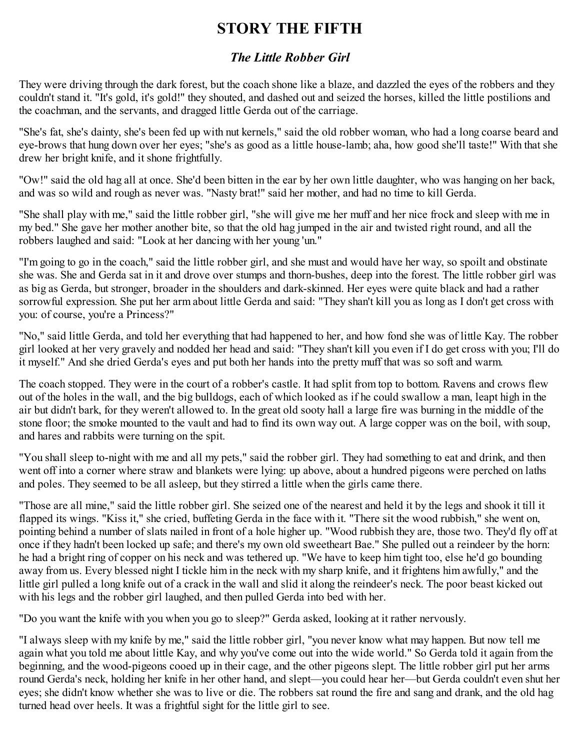# STORY THE FIFTH

## *The Little Robber Girl*

They were driving through the dark forest, but the coach shone like a blaze, and dazzled the eyes of the robbers and they couldn't stand it. "It's gold, it's gold!" they shouted, and dashed out and seized the horses, killed the little postilions and the coachman, and the servants, and dragged little Gerda out of the carriage.

"She's fat, she's dainty, she's been fed up with nut kernels," said the old robber woman, who had a long coarse beard and eye-brows that hung down over her eyes; "she's as good as a little house-lamb; aha, how good she'll taste!" With that she drew her bright knife, and it shone frightfully.

"Ow!" said the old hag all at once. She'd been bitten in the ear by her own little daughter, who was hanging on her back, and was so wild and rough as never was. "Nasty brat!" said her mother, and had no time to kill Gerda.

"She shall play with me," said the little robber girl, "she will give me her muff and her nice frock and sleep with me in my bed." She gave her mother another bite, so that the old hag jumped in the air and twisted right round, and all the robbers laughed and said: "Look at her dancing with her young 'un."

"I'm going to go in the coach," said the little robber girl, and she must and would have her way, so spoilt and obstinate she was. She and Gerda sat in it and drove over stumps and thorn-bushes, deep into the forest. The little robber girl was as big as Gerda, but stronger, broader in the shoulders and dark-skinned. Her eyes were quite black and had a rather sorrowful expression. She put her arm about little Gerda and said: "They shan't kill you as long as I don't get cross with you: of course, you're a Princess?"

"No," said little Gerda, and told her everything that had happened to her, and how fond she was of little Kay. The robber girl looked at her very gravely and nodded her head and said: "They shan't kill you even if I do get cross with you; I'll do it myself." And she dried Gerda's eyes and put both her hands into the pretty muff that was so soft and warm.

The coach stopped. They were in the court of a robber's castle. It had split from top to bottom. Ravens and crows flew out of the holes in the wall, and the big bulldogs, each of which looked as if he could swallow a man, leapt high in the air but didn't bark, for they weren't allowed to. In the great old sooty hall a large fire was burning in the middle of the stone floor; the smoke mounted to the vault and had to find its own way out. A large copper was on the boil, with soup, and hares and rabbits were turning on the spit.

"You shall sleep to-night with me and all my pets," said the robber girl. They had something to eat and drink, and then went off into a corner where straw and blankets were lying: up above, about a hundred pigeons were perched on laths and poles. They seemed to be all asleep, but they stirred a little when the girls came there.

"Those are all mine," said the little robber girl. She seized one of the nearest and held it by the legs and shook it till it flapped its wings. "Kiss it," she cried, buffeting Gerda in the face with it. "There sit the wood rubbish," she went on, pointing behind a number of slats nailed in front of a hole higher up. "Wood rubbish they are, those two. They'd fly off at once if they hadn't been locked up safe; and there's my own old sweetheart Bae." She pulled out a reindeer by the horn: he had a bright ring of copper on his neck and was tethered up. "We have to keep him tight too, else he'd go bounding away from us. Every blessed night I tickle him in the neck with my sharp knife, and it frightens him awfully," and the little girl pulled a long knife out of a crack in the wall and slid it along the reindeer's neck. The poor beast kicked out with his legs and the robber girl laughed, and then pulled Gerda into bed with her.

"Do you want the knife with you when you go to sleep?" Gerda asked, looking at it rather nervously.

"I always sleep with my knife by me," said the little robber girl, "you never know what may happen. But now tell me again what you told me about little Kay, and why you've come out into the wide world." So Gerda told it again from the beginning, and the wood-pigeons cooed up in their cage, and the other pigeons slept. The little robber girl put her arms round Gerda's neck, holding her knife in her other hand, and slept—you could hear her—but Gerda couldn't even shut her eyes; she didn't know whether she was to live or die. The robbers sat round the fire and sang and drank, and the old hag turned head over heels. It was a frightful sight for the little girl to see.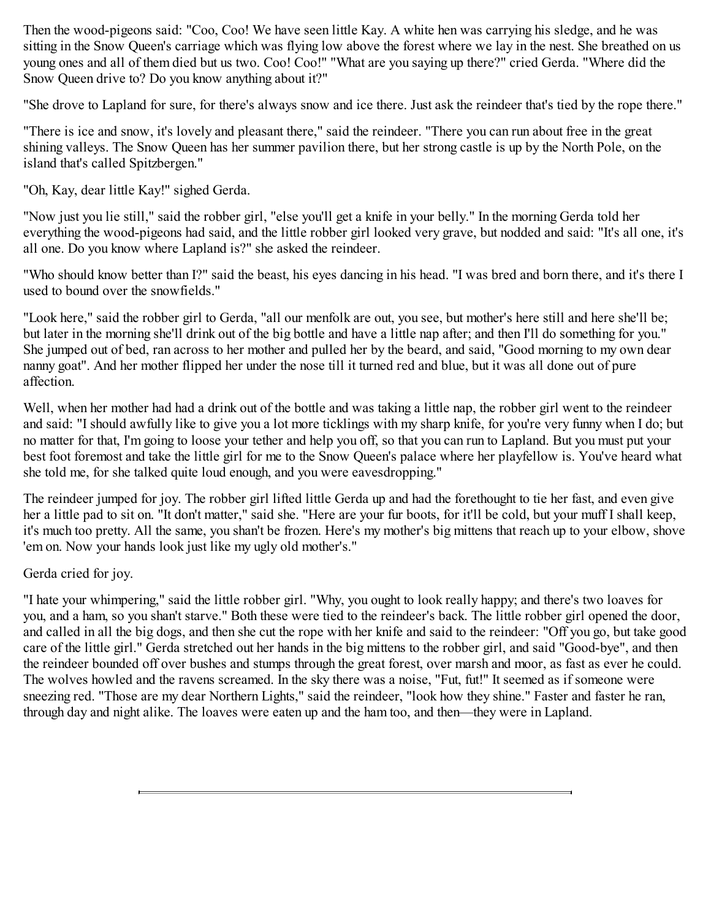Then the wood-pigeons said: "Coo, Coo! We have seen little Kay. A white hen was carrying his sledge, and he was sitting in the Snow Queen's carriage which was flying low above the forest where we lay in the nest. She breathed on us young ones and all of them died but us two. Coo! Coo!" "What are you saying up there?" cried Gerda. "Where did the Snow Queen drive to? Do you know anything about it?"

"She drove to Lapland for sure, for there's always snow and ice there. Just ask the reindeer that's tied by the rope there."

"There is ice and snow, it's lovely and pleasant there," said the reindeer. "There you can run about free in the great shining valleys. The Snow Queen has her summer pavilion there, but her strong castle is up by the North Pole, on the island that's called Spitzbergen."

"Oh, Kay, dear little Kay!" sighed Gerda.

"Now just you lie still," said the robber girl, "else you'll get a knife in your belly." In the morning Gerda told her everything the wood-pigeons had said, and the little robber girl looked very grave, but nodded and said: "It's all one, it's all one. Do you know where Lapland is?" she asked the reindeer.

"Who should know better than I?" said the beast, his eyes dancing in his head. "I was bred and born there, and it's there I used to bound over the snowfields."

"Look here," said the robber girl to Gerda, "all our menfolk are out, you see, but mother's here still and here she'll be; but later in the morning she'll drink out of the big bottle and have a little nap after; and then I'll do something for you." She jumped out of bed, ran across to her mother and pulled her by the beard, and said, "Good morning to my own dear nanny goat". And her mother flipped her under the nose till it turned red and blue, but it was all done out of pure affection.

Well, when her mother had had a drink out of the bottle and was taking a little nap, the robber girl went to the reindeer and said: "I should awfully like to give you a lot more ticklings with my sharp knife, for you're very funny when I do; but no matter for that, I'm going to loose your tether and help you off, so that you can run to Lapland. But you must put your best foot foremost and take the little girl for me to the Snow Queen's palace where her playfellow is. You've heard what she told me, for she talked quite loud enough, and you were eavesdropping."

The reindeer jumped for joy. The robber girl lifted little Gerda up and had the forethought to tie her fast, and even give her a little pad to sit on. "It don't matter," said she. "Here are your fur boots, for it'll be cold, but your muff I shall keep, it's much too pretty. All the same, you shan't be frozen. Here's my mother's big mittens that reach up to your elbow, shove 'em on. Now your hands look just like my ugly old mother's."

Gerda cried for joy.

"I hate your whimpering," said the little robber girl. "Why, you ought to look really happy; and there's two loaves for you, and a ham, so you shan't starve." Both these were tied to the reindeer's back. The little robber girl opened the door, and called in all the big dogs, and then she cut the rope with her knife and said to the reindeer: "Off you go, but take good care of the little girl." Gerda stretched out her hands in the big mittens to the robber girl, and said "Good-bye", and then the reindeer bounded off over bushes and stumps through the great forest, over marsh and moor, as fast as ever he could. The wolves howled and the ravens screamed. In the sky there was a noise, "Fut, fut!" It seemed as if someone were sneezing red. "Those are my dear Northern Lights," said the reindeer, "look how they shine." Faster and faster he ran, through day and night alike. The loaves were eaten up and the ham too, and then—they were in Lapland.

---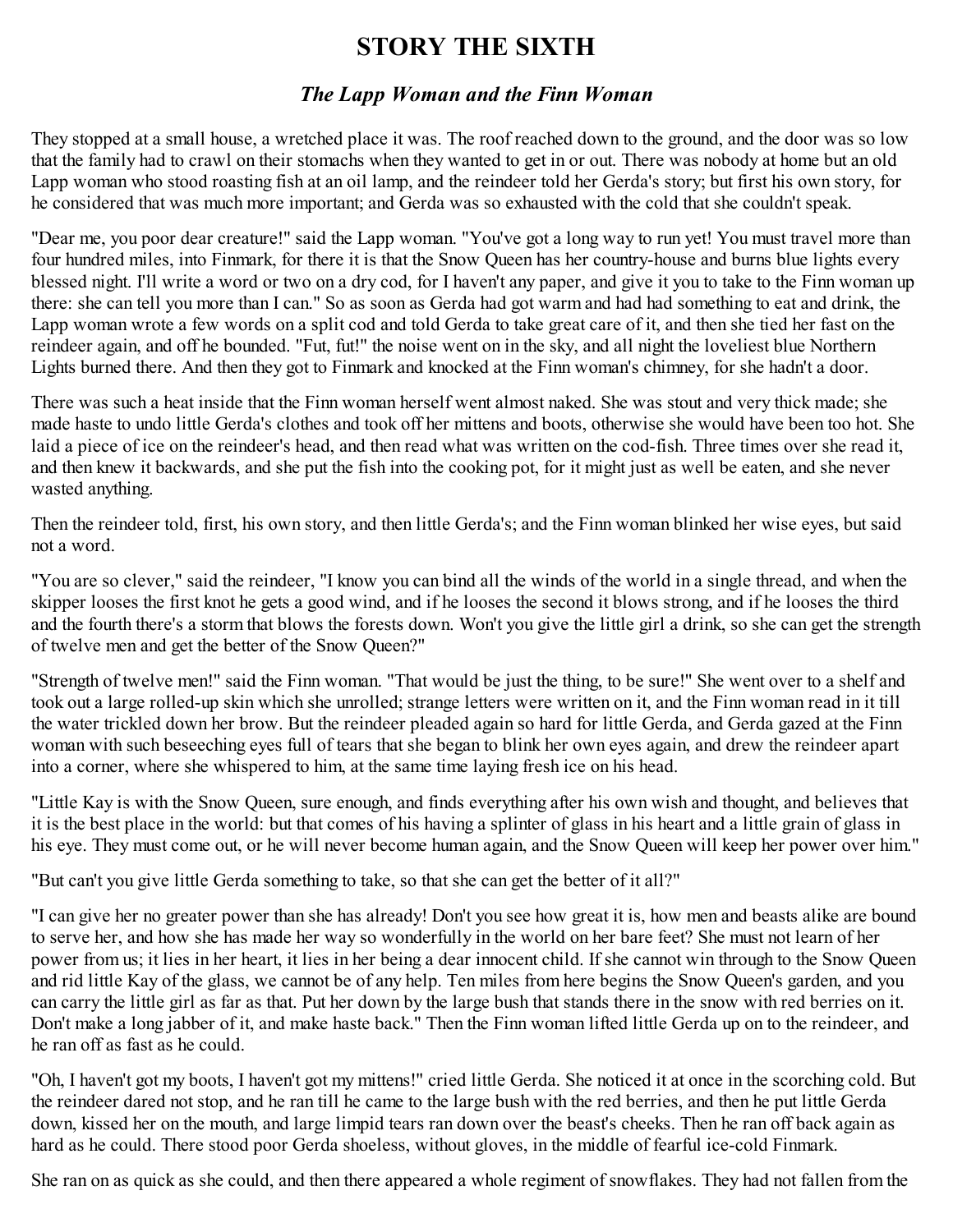# STORY THE SIXTH

## *The Lapp Woman and the Finn Woman*

They stopped at a small house, a wretched place it was. The roof reached down to the ground, and the door was so low that the family had to crawl on their stomachs when they wanted to get in or out. There was nobody at home but an old Lapp woman who stood roasting fish at an oil lamp, and the reindeer told her Gerda's story; but first his own story, for he considered that was much more important; and Gerda was so exhausted with the cold that she couldn't speak.

"Dear me, you poor dear creature!" said the Lapp woman. "You've got a long way to run yet! You must travel more than four hundred miles, into Finmark, for there it is that the Snow Queen has her country-house and burns blue lights every blessed night. I'll write a word or two on a dry cod, for I haven't any paper, and give it you to take to the Finn woman up there: she can tell you more than I can." So as soon as Gerda had got warm and had had something to eat and drink, the Lapp woman wrote a few words on a split cod and told Gerda to take great care of it, and then she tied her fast on the reindeer again, and off he bounded. "Fut, fut!" the noise went on in the sky, and all night the loveliest blue Northern Lights burned there. And then they got to Finmark and knocked at the Finn woman's chimney, for she hadn't a door.

There was such a heat inside that the Finn woman herself went almost naked. She was stout and very thick made; she made haste to undo little Gerda's clothes and took off her mittens and boots, otherwise she would have been too hot. She laid a piece of ice on the reindeer's head, and then read what was written on the cod-fish. Three times over she read it, and then knew it backwards, and she put the fish into the cooking pot, for it might just as well be eaten, and she never wasted anything.

Then the reindeer told, first, his own story, and then little Gerda's; and the Finn woman blinked her wise eyes, but said not a word.

"You are so clever," said the reindeer, "I know you can bind all the winds of the world in a single thread, and when the skipper looses the first knot he gets a good wind, and if he looses the second it blows strong, and if he looses the third and the fourth there's a storm that blows the forests down. Won't you give the little girl a drink, so she can get the strength of twelve men and get the better of the Snow Queen?"

"Strength of twelve men!" said the Finn woman. "That would be just the thing, to be sure!" She went over to a shelf and took out a large rolled-up skin which she unrolled; strange letters were written on it, and the Finn woman read in it till the water trickled down her brow. But the reindeer pleaded again so hard for little Gerda, and Gerda gazed at the Finn woman with such beseeching eyes full of tears that she began to blink her own eyes again, and drew the reindeer apart into a corner, where she whispered to him, at the same time laying fresh ice on his head.

"Little Kay is with the Snow Queen, sure enough, and finds everything after his own wish and thought, and believes that it is the best place in the world: but that comes of his having a splinter of glass in his heart and a little grain of glass in his eye. They must come out, or he will never become human again, and the Snow Queen will keep her power over him."

"But can't you give little Gerda something to take, so that she can get the better of it all?"

"I can give her no greater power than she has already! Don't you see how great it is, how men and beasts alike are bound to serve her, and how she has made her way so wonderfully in the world on her bare feet? She must not learn of her power from us; it lies in her heart, it lies in her being a dear innocent child. If she cannot win through to the Snow Queen and rid little Kay of the glass, we cannot be of any help. Ten miles from here begins the Snow Queen's garden, and you can carry the little girl as far as that. Put her down by the large bush that stands there in the snow with red berries on it. Don't make a long jabber of it, and make haste back." Then the Finn woman lifted little Gerda up on to the reindeer, and he ran off as fast as he could.

"Oh, I haven't got my boots, I haven't got my mittens!" cried little Gerda. She noticed it at once in the scorching cold. But the reindeer dared not stop, and he ran till he came to the large bush with the red berries, and then he put little Gerda down, kissed her on the mouth, and large limpid tears ran down over the beast's cheeks. Then he ran off back again as hard as he could. There stood poor Gerda shoeless, without gloves, in the middle of fearful ice-cold Finmark.

She ran on as quick as she could, and then there appeared a whole regiment of snowflakes. They had not fallen from the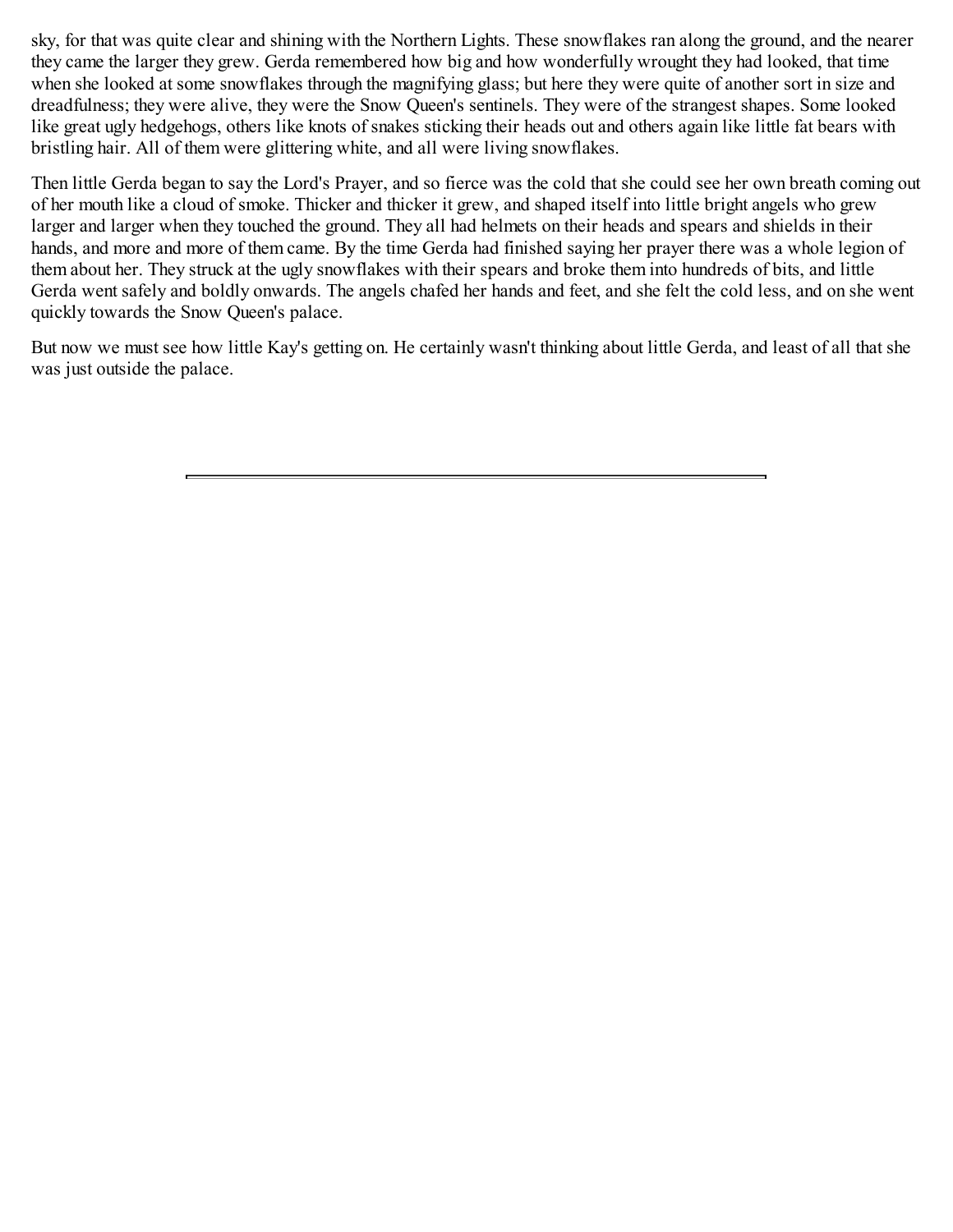sky, for that was quite clear and shining with the Northern Lights. These snowflakes ran along the ground, and the nearer they came the larger they grew. Gerda remembered how big and how wonderfully wrought they had looked, that time when she looked at some snowflakes through the magnifying glass; but here they were quite of another sort in size and dreadfulness; they were alive, they were the Snow Queen's sentinels. They were of the strangest shapes. Some looked like great ugly hedgehogs, others like knots of snakes sticking their heads out and others again like little fat bears with bristling hair. All of them were glittering white, and all were living snowflakes.

Then little Gerda began to say the Lord's Prayer, and so fierce was the cold that she could see her own breath coming out of her mouth like a cloud of smoke. Thicker and thicker it grew, and shaped itself into little bright angels who grew larger and larger when they touched the ground. They all had helmets on their heads and spears and shields in their hands, and more and more of them came. By the time Gerda had finished saying her prayer there was a whole legion of them about her. They struck at the ugly snowflakes with their spears and broke them into hundreds of bits, and little Gerda went safely and boldly onwards. The angels chafed her hands and feet, and she felt the cold less, and on she went quickly towards the Snow Queen's palace.

But now we must see how little Kay's getting on. He certainly wasn't thinking about little Gerda, and least of all that she was just outside the palace.

---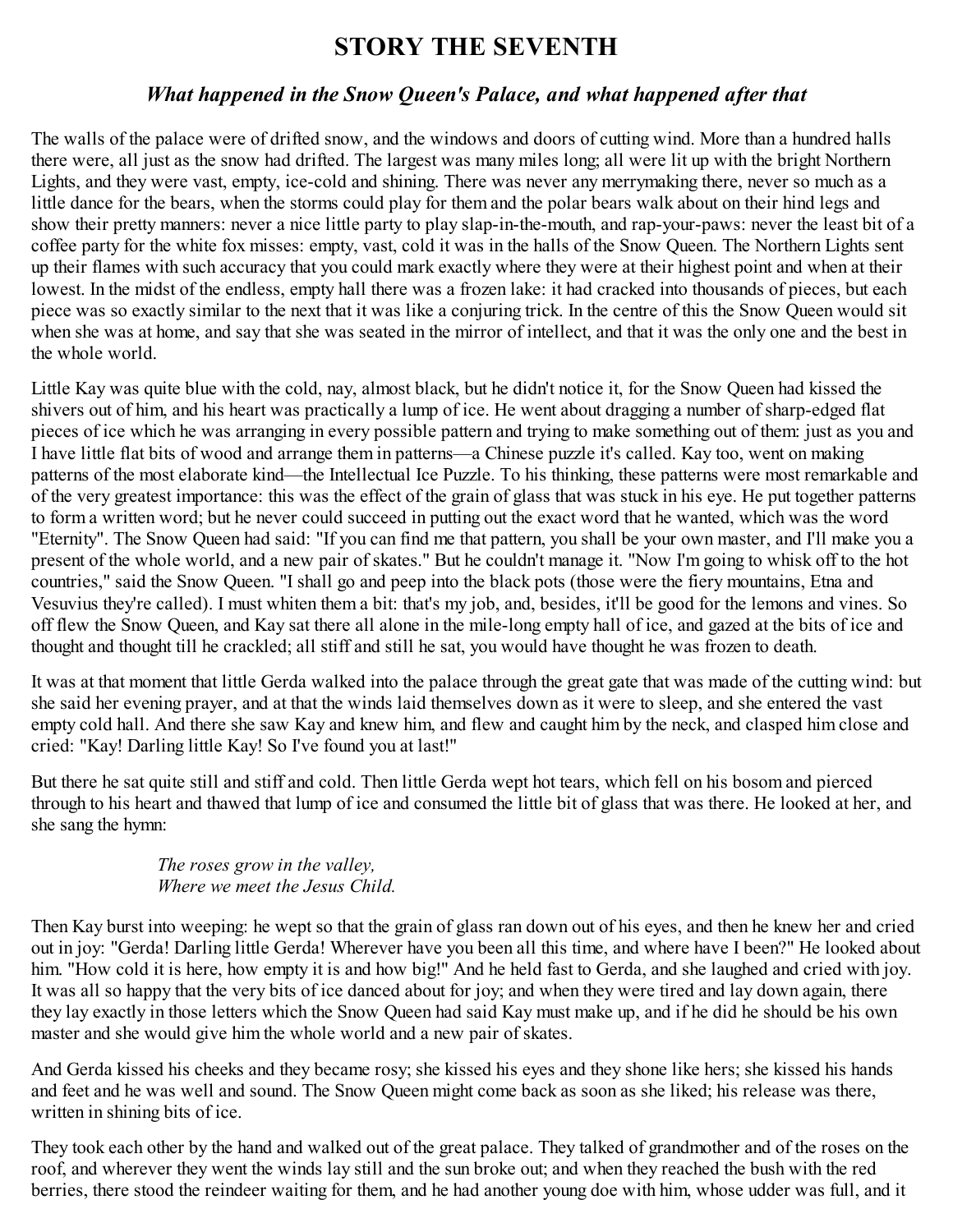# STORY THE SEVENTH

### *What happened in the Snow Queen's Palace, and what happened after that*

The walls of the palace were of drifted snow, and the windows and doors of cutting wind. More than a hundred halls there were, all just as the snow had drifted. The largest was many miles long; all were lit up with the bright Northern Lights, and they were vast, empty, ice-cold and shining. There was never any merrymaking there, never so much as a little dance for the bears, when the storms could play for them and the polar bears walk about on their hind legs and show their pretty manners: never a nice little party to play slap-in-the-mouth, and rap-your-paws: never the least bit of a coffee party for the white fox misses: empty, vast, cold it was in the halls of the Snow Queen. The Northern Lights sent up their flames with such accuracy that you could mark exactly where they were at their highest point and when at their lowest. In the midst of the endless, empty hall there was a frozen lake: it had cracked into thousands of pieces, but each piece was so exactly similar to the next that it was like a conjuring trick. In the centre of this the Snow Queen would sit when she was at home, and say that she was seated in the mirror of intellect, and that it was the only one and the best in the whole world.

Little Kay was quite blue with the cold, nay, almost black, but he didn't notice it, for the Snow Queen had kissed the shivers out of him, and his heart was practically a lump of ice. He went about dragging a number of sharp-edged flat pieces of ice which he was arranging in every possible pattern and trying to make something out of them: just as you and I have little flat bits of wood and arrange them in patterns—a Chinese puzzle it's called. Kay too, went on making patterns of the most elaborate kind—the Intellectual Ice Puzzle. To his thinking, these patterns were most remarkable and of the very greatest importance: this was the effect of the grain of glass that was stuck in his eye. He put together patterns to form a written word; but he never could succeed in putting out the exact word that he wanted, which was the word "Eternity". The Snow Queen had said: "If you can find me that pattern, you shall be your own master, and I'll make you a present of the whole world, and a new pair of skates." But he couldn't manage it. "Now I'm going to whisk off to the hot countries," said the Snow Queen. "I shall go and peep into the black pots (those were the fiery mountains, Etna and Vesuvius they're called). I must whiten them a bit: that's my job, and, besides, it'll be good for the lemons and vines. So off flew the Snow Queen, and Kay sat there all alone in the mile-long empty hall of ice, and gazed at the bits of ice and thought and thought till he crackled; all stiff and still he sat, you would have thought he was frozen to death.

It was at that moment that little Gerda walked into the palace through the great gate that was made of the cutting wind: but she said her evening prayer, and at that the winds laid themselves down as it were to sleep, and she entered the vast empty cold hall. And there she saw Kay and knew him, and flew and caught him by the neck, and clasped him close and cried: "Kay! Darling little Kay! So I've found you at last!"

But there he sat quite still and stiff and cold. Then little Gerda wept hot tears, which fell on his bosom and pierced through to his heart and thawed that lump of ice and consumed the little bit of glass that was there. He looked at her, and she sang the hymn:

> *The roses grow in the valley,*
> *Where we meet the Jesus Child.*

Then Kay burst into weeping: he wept so that the grain of glass ran down out of his eyes, and then he knew her and cried out in joy: "Gerda! Darling little Gerda! Wherever have you been all this time, and where have I been?" He looked about him. "How cold it is here, how empty it is and how big!" And he held fast to Gerda, and she laughed and cried with joy. It was all so happy that the very bits of ice danced about for joy; and when they were tired and lay down again, there they lay exactly in those letters which the Snow Queen had said Kay must make up, and if he did he should be his own master and she would give him the whole world and a new pair of skates.

And Gerda kissed his cheeks and they became rosy; she kissed his eyes and they shone like hers; she kissed his hands and feet and he was well and sound. The Snow Queen might come back as soon as she liked; his release was there, written in shining bits of ice.

They took each other by the hand and walked out of the great palace. They talked of grandmother and of the roses on the roof, and wherever they went the winds lay still and the sun broke out; and when they reached the bush with the red berries, there stood the reindeer waiting for them, and he had another young doe with him, whose udder was full, and it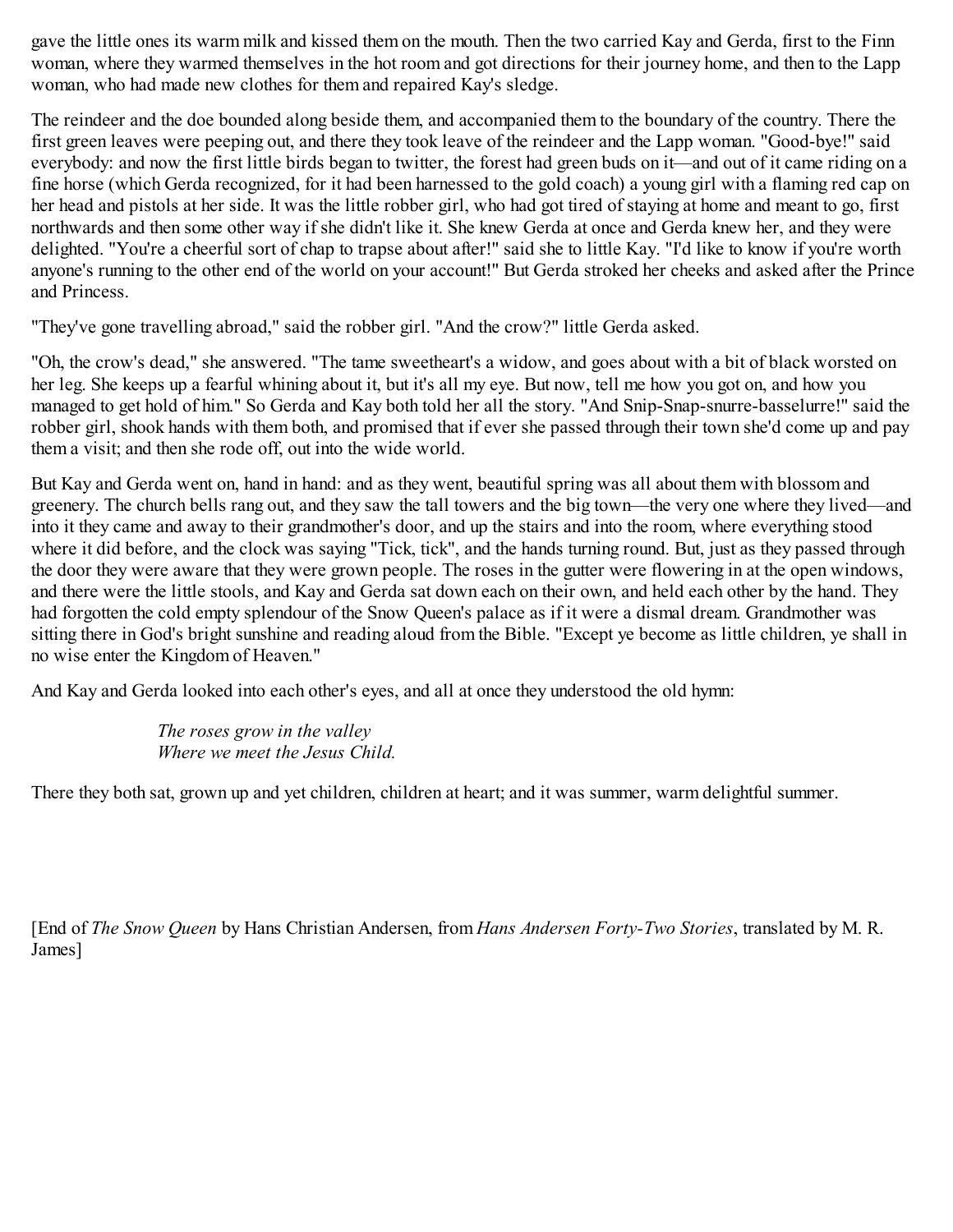gave the little ones its warm milk and kissed them on the mouth. Then the two carried Kay and Gerda, first to the Finn woman, where they warmed themselves in the hot room and got directions for their journey home, and then to the Lapp woman, who had made new clothes for them and repaired Kay's sledge.

The reindeer and the doe bounded along beside them, and accompanied them to the boundary of the country. There the first green leaves were peeping out, and there they took leave of the reindeer and the Lapp woman. "Good-bye!" said everybody: and now the first little birds began to twitter, the forest had green buds on it—and out of it came riding on a fine horse (which Gerda recognized, for it had been harnessed to the gold coach) a young girl with a flaming red cap on her head and pistols at her side. It was the little robber girl, who had got tired of staying at home and meant to go, first northwards and then some other way if she didn't like it. She knew Gerda at once and Gerda knew her, and they were delighted. "You're a cheerful sort of chap to trapse about after!" said she to little Kay. "I'd like to know if you're worth anyone's running to the other end of the world on your account!" But Gerda stroked her cheeks and asked after the Prince and Princess.

"They've gone travelling abroad," said the robber girl. "And the crow?" little Gerda asked.

"Oh, the crow's dead," she answered. "The tame sweetheart's a widow, and goes about with a bit of black worsted on her leg. She keeps up a fearful whining about it, but it's all my eye. But now, tell me how you got on, and how you managed to get hold of him." So Gerda and Kay both told her all the story. "And Snip-Snap-snurre-basselurre!" said the robber girl, shook hands with them both, and promised that if ever she passed through their town she'd come up and pay them a visit; and then she rode off, out into the wide world.

But Kay and Gerda went on, hand in hand: and as they went, beautiful spring was all about them with blossom and greenery. The church bells rang out, and they saw the tall towers and the big town—the very one where they lived—and into it they came and away to their grandmother's door, and up the stairs and into the room, where everything stood where it did before, and the clock was saying "Tick, tick", and the hands turning round. But, just as they passed through the door they were aware that they were grown people. The roses in the gutter were flowering in at the open windows, and there were the little stools, and Kay and Gerda sat down each on their own, and held each other by the hand. They had forgotten the cold empty splendour of the Snow Queen's palace as if it were a dismal dream. Grandmother was sitting there in God's bright sunshine and reading aloud from the Bible. "Except ye become as little children, ye shall in no wise enter the Kingdom of Heaven."

And Kay and Gerda looked into each other's eyes, and all at once they understood the old hymn:

> *The roses grow in the valley*
> *Where we meet the Jesus Child.*

There they both sat, grown up and yet children, children at heart; and it was summer, warm delightful summer.

[End of *The Snow Queen* by Hans Christian Andersen, from *Hans Andersen Forty-Two Stories*, translated by M. R. James]